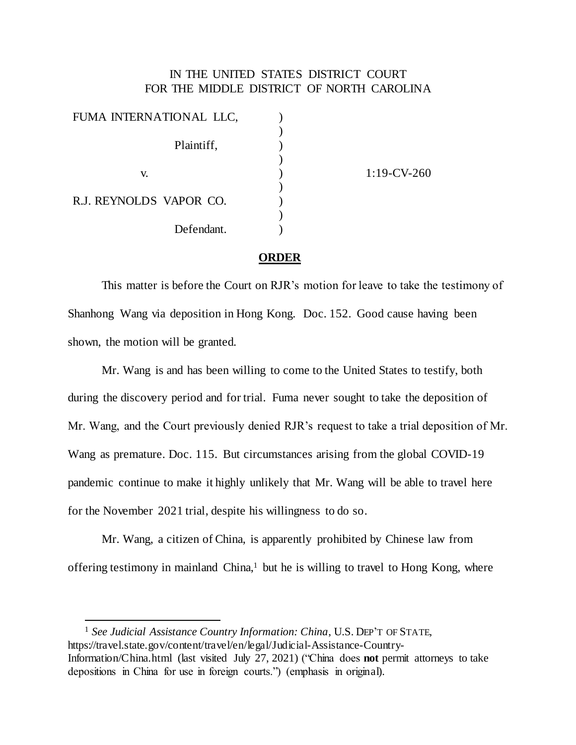IN THE UNITED STATES DISTRICT COURT
FOR THE MIDDLE DISTRICT OF NORTH CAROLINA

| | | |
|---|---|---|
| FUMA INTERNATIONAL LLC, | ) | |
| | ) | |
| Plaintiff, | ) | |
| | ) | |
| v. | ) | 1:19-CV-260 |
| | ) | |
| R.J. REYNOLDS VAPOR CO. | ) | |
| | ) | |
| Defendant. | ) | |

## **ORDER**

This matter is before the Court on RJR's motion for leave to take the testimony of Shanhong Wang via deposition in Hong Kong. Doc. 152. Good cause having been shown, the motion will be granted.

Mr. Wang is and has been willing to come to the United States to testify, both during the discovery period and for trial. Fuma never sought to take the deposition of Mr. Wang, and the Court previously denied RJR's request to take a trial deposition of Mr. Wang as premature. Doc. 115. But circumstances arising from the global COVID-19 pandemic continue to make it highly unlikely that Mr. Wang will be able to travel here for the November 2021 trial, despite his willingness to do so.

Mr. Wang, a citizen of China, is apparently prohibited by Chinese law from offering testimony in mainland China,[1] but he is willing to travel to Hong Kong, where

---

[1] *See Judicial Assistance Country Information: China*, U.S. DEP'T OF STATE, https://travel.state.gov/content/travel/en/legal/Judicial-Assistance-Country-Information/China.html (last visited July 27, 2021) ("China does **not** permit attorneys to take depositions in China for use in foreign courts.") (emphasis in original).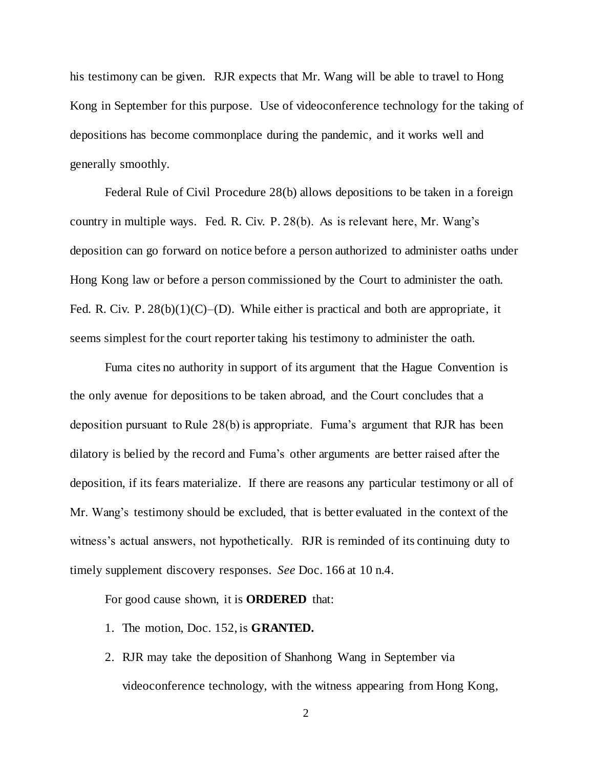his testimony can be given. RJR expects that Mr. Wang will be able to travel to Hong Kong in September for this purpose. Use of videoconference technology for the taking of depositions has become commonplace during the pandemic, and it works well and generally smoothly.

Federal Rule of Civil Procedure 28(b) allows depositions to be taken in a foreign country in multiple ways. Fed. R. Civ. P. 28(b). As is relevant here, Mr. Wang's deposition can go forward on notice before a person authorized to administer oaths under Hong Kong law or before a person commissioned by the Court to administer the oath. Fed. R. Civ. P. 28(b)(1)(C)–(D). While either is practical and both are appropriate, it seems simplest for the court reporter taking his testimony to administer the oath.

Fuma cites no authority in support of its argument that the Hague Convention is the only avenue for depositions to be taken abroad, and the Court concludes that a deposition pursuant to Rule 28(b) is appropriate. Fuma's argument that RJR has been dilatory is belied by the record and Fuma's other arguments are better raised after the deposition, if its fears materialize. If there are reasons any particular testimony or all of Mr. Wang's testimony should be excluded, that is better evaluated in the context of the witness's actual answers, not hypothetically. RJR is reminded of its continuing duty to timely supplement discovery responses. *See* Doc. 166 at 10 n.4.

For good cause shown, it is **ORDERED** that:

1. The motion, Doc. 152, is **GRANTED.**
2. RJR may take the deposition of Shanhong Wang in September via videoconference technology, with the witness appearing from Hong Kong,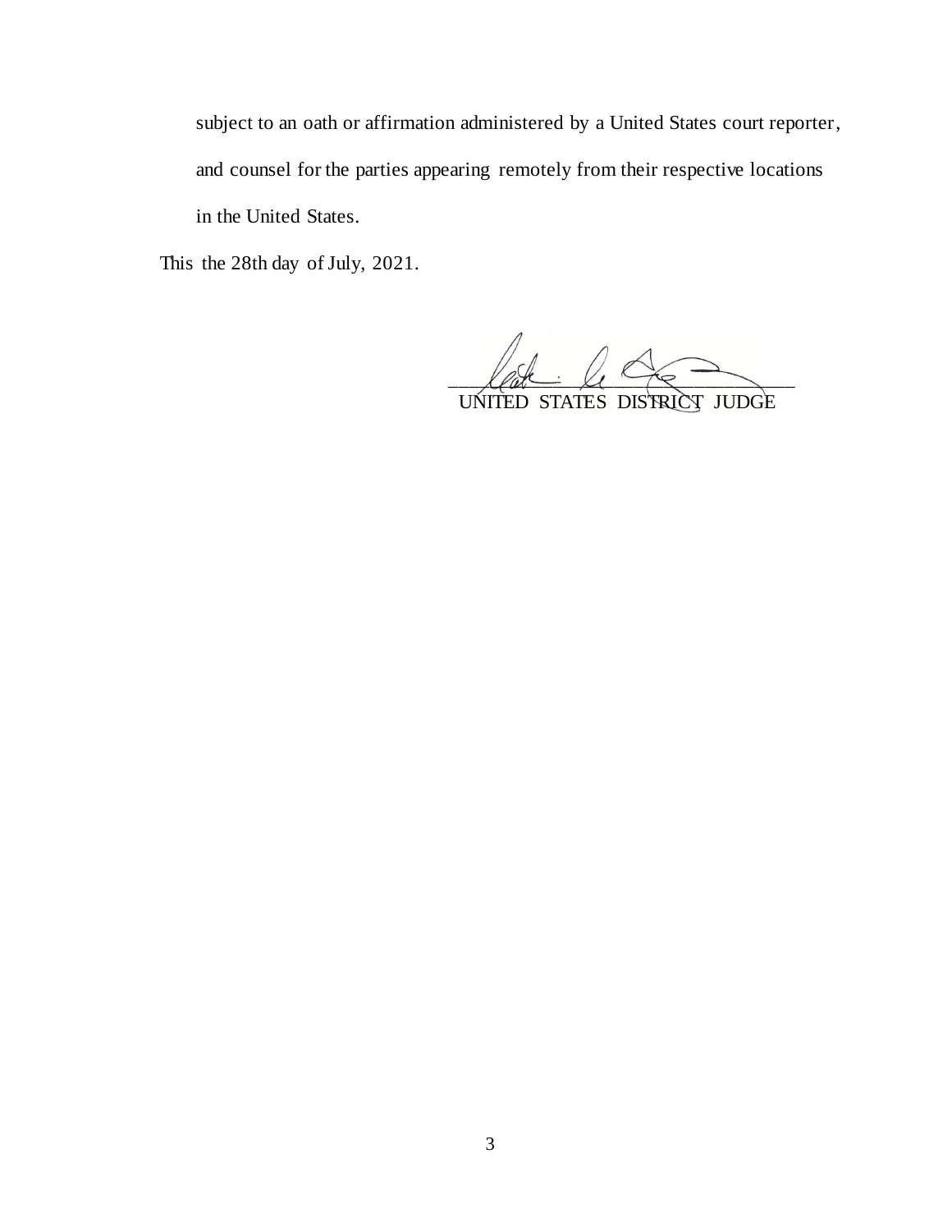subject to an oath or affirmation administered by a United States court reporter, and counsel for the parties appearing remotely from their respective locations in the United States.

This the 28th day of July, 2021.

UNITED STATES DISTRICT JUDGE